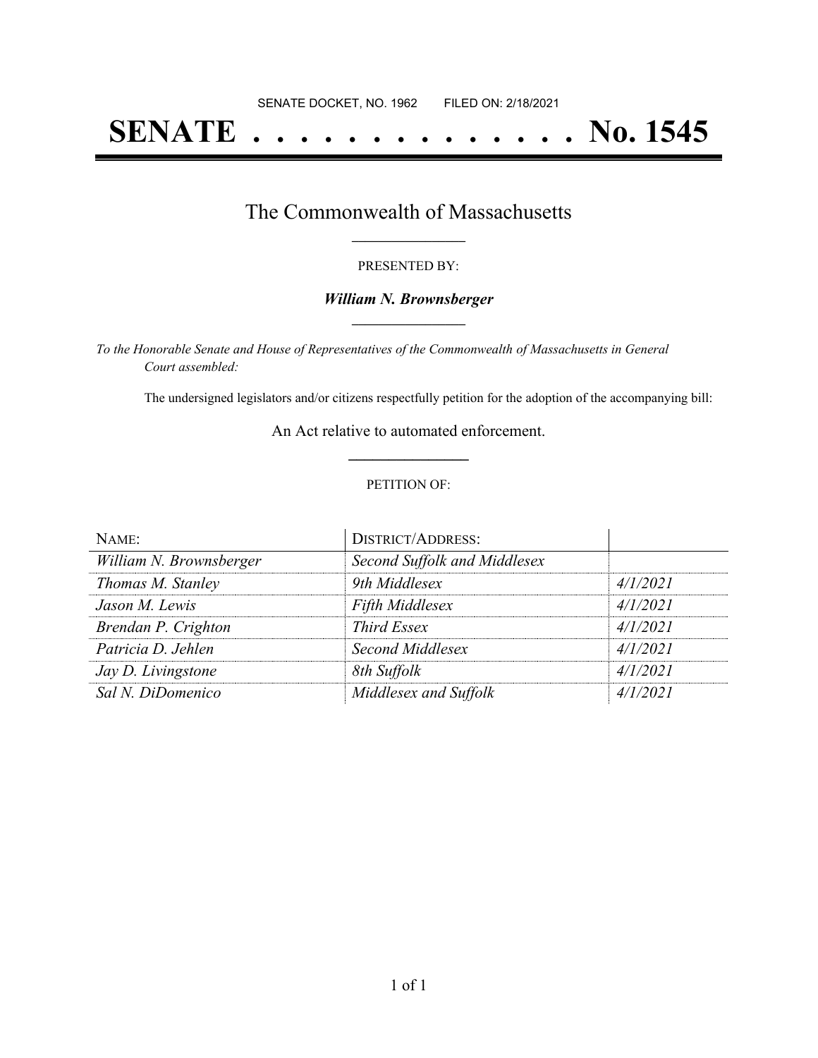SENATE DOCKET, NO. 1962        FILED ON: 2/18/2021

# SENATE . . . . . . . . . . . . . . . No. 1545

## The Commonwealth of Massachusetts

PRESENTED BY:

***William N. Brownsberger***

*To the Honorable Senate and House of Representatives of the Commonwealth of Massachusetts in General Court assembled:*

The undersigned legislators and/or citizens respectfully petition for the adoption of the accompanying bill:

An Act relative to automated enforcement.

PETITION OF:

| NAME: | DISTRICT/ADDRESS: | |
|---|---|---|
| *William N. Brownsberger* | *Second Suffolk and Middlesex* | |
| *Thomas M. Stanley* | *9th Middlesex* | *4/1/2021* |
| *Jason M. Lewis* | *Fifth Middlesex* | *4/1/2021* |
| *Brendan P. Crighton* | *Third Essex* | *4/1/2021* |
| *Patricia D. Jehlen* | *Second Middlesex* | *4/1/2021* |
| *Jay D. Livingstone* | *8th Suffolk* | *4/1/2021* |
| *Sal N. DiDomenico* | *Middlesex and Suffolk* | *4/1/2021* |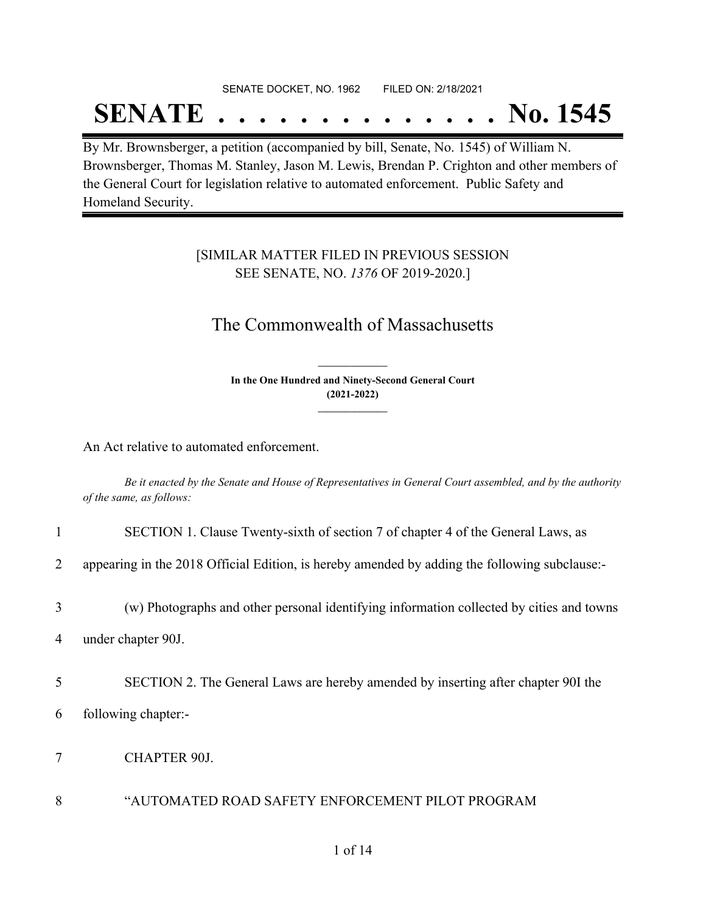SENATE DOCKET, NO. 1962        FILED ON: 2/18/2021

# SENATE . . . . . . . . . . . . . . No. 1545

By Mr. Brownsberger, a petition (accompanied by bill, Senate, No. 1545) of William N. Brownsberger, Thomas M. Stanley, Jason M. Lewis, Brendan P. Crighton and other members of the General Court for legislation relative to automated enforcement. Public Safety and Homeland Security.

[SIMILAR MATTER FILED IN PREVIOUS SESSION
SEE SENATE, NO. *1376* OF 2019-2020.]

## The Commonwealth of Massachusetts

**In the One Hundred and Ninety-Second General Court**
**(2021-2022)**

An Act relative to automated enforcement.

*Be it enacted by the Senate and House of Representatives in General Court assembled, and by the authority of the same, as follows:*

1 SECTION 1. Clause Twenty-sixth of section 7 of chapter 4 of the General Laws, as

2 appearing in the 2018 Official Edition, is hereby amended by adding the following subclause:-

3 (w) Photographs and other personal identifying information collected by cities and towns

4 under chapter 90J.

5 SECTION 2. The General Laws are hereby amended by inserting after chapter 90I the

6 following chapter:-

7 CHAPTER 90J.

8 "AUTOMATED ROAD SAFETY ENFORCEMENT PILOT PROGRAM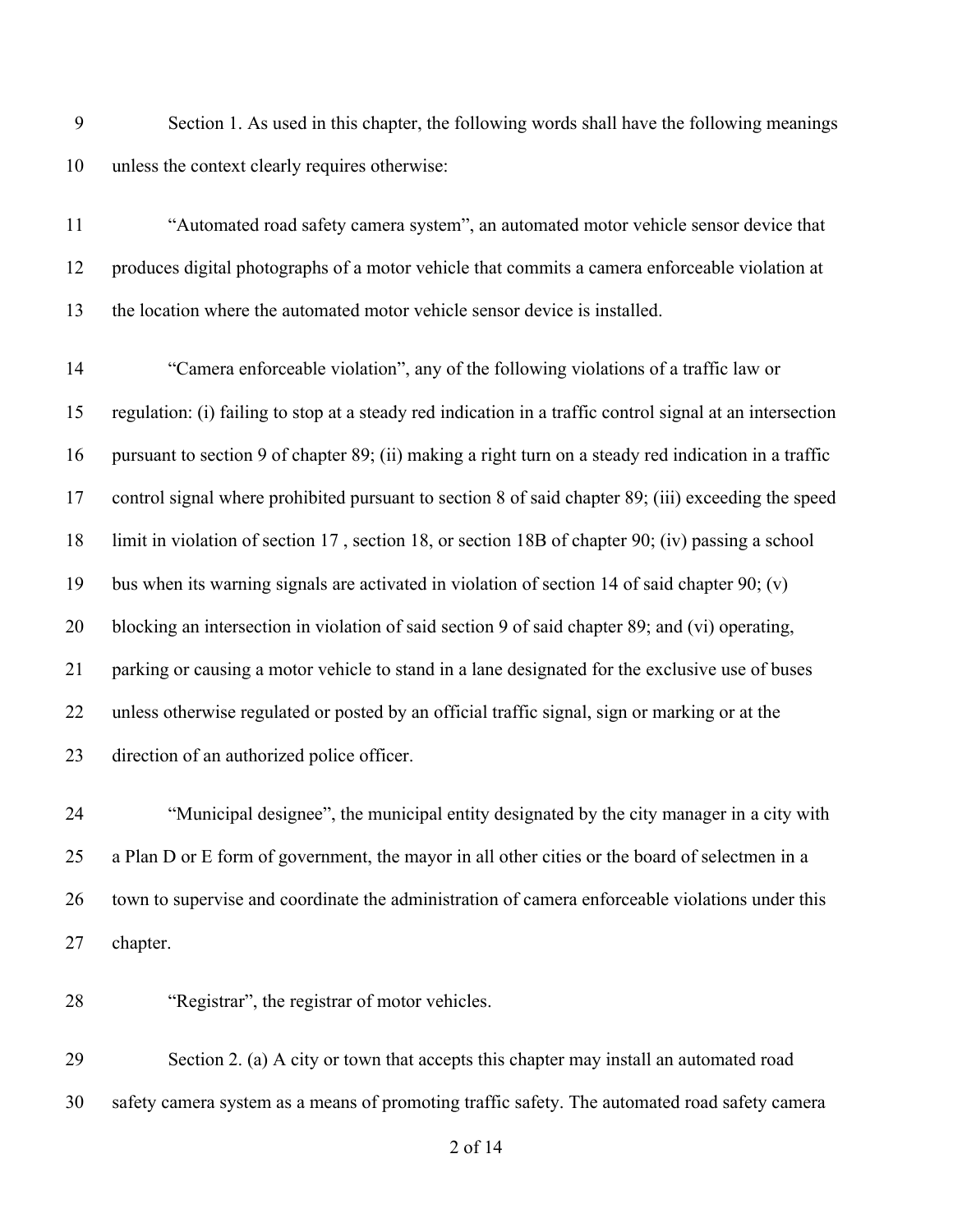Section 1. As used in this chapter, the following words shall have the following meanings unless the context clearly requires otherwise:

"Automated road safety camera system", an automated motor vehicle sensor device that produces digital photographs of a motor vehicle that commits a camera enforceable violation at the location where the automated motor vehicle sensor device is installed.

"Camera enforceable violation", any of the following violations of a traffic law or regulation: (i) failing to stop at a steady red indication in a traffic control signal at an intersection pursuant to section 9 of chapter 89; (ii) making a right turn on a steady red indication in a traffic control signal where prohibited pursuant to section 8 of said chapter 89; (iii) exceeding the speed limit in violation of section 17 , section 18, or section 18B of chapter 90; (iv) passing a school bus when its warning signals are activated in violation of section 14 of said chapter 90; (v) blocking an intersection in violation of said section 9 of said chapter 89; and (vi) operating, parking or causing a motor vehicle to stand in a lane designated for the exclusive use of buses unless otherwise regulated or posted by an official traffic signal, sign or marking or at the direction of an authorized police officer.

"Municipal designee", the municipal entity designated by the city manager in a city with a Plan D or E form of government, the mayor in all other cities or the board of selectmen in a town to supervise and coordinate the administration of camera enforceable violations under this chapter.

"Registrar", the registrar of motor vehicles.

Section 2. (a) A city or town that accepts this chapter may install an automated road safety camera system as a means of promoting traffic safety. The automated road safety camera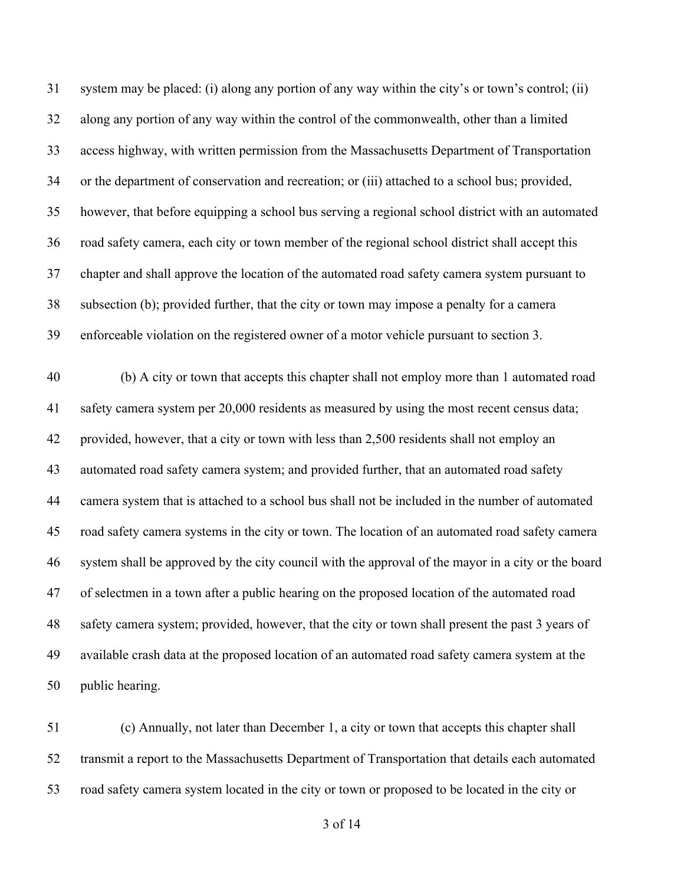system may be placed: (i) along any portion of any way within the city's or town's control; (ii) along any portion of any way within the control of the commonwealth, other than a limited access highway, with written permission from the Massachusetts Department of Transportation or the department of conservation and recreation; or (iii) attached to a school bus; provided, however, that before equipping a school bus serving a regional school district with an automated road safety camera, each city or town member of the regional school district shall accept this chapter and shall approve the location of the automated road safety camera system pursuant to subsection (b); provided further, that the city or town may impose a penalty for a camera enforceable violation on the registered owner of a motor vehicle pursuant to section 3.

(b) A city or town that accepts this chapter shall not employ more than 1 automated road safety camera system per 20,000 residents as measured by using the most recent census data; provided, however, that a city or town with less than 2,500 residents shall not employ an automated road safety camera system; and provided further, that an automated road safety camera system that is attached to a school bus shall not be included in the number of automated road safety camera systems in the city or town. The location of an automated road safety camera system shall be approved by the city council with the approval of the mayor in a city or the board of selectmen in a town after a public hearing on the proposed location of the automated road safety camera system; provided, however, that the city or town shall present the past 3 years of available crash data at the proposed location of an automated road safety camera system at the public hearing.

(c) Annually, not later than December 1, a city or town that accepts this chapter shall transmit a report to the Massachusetts Department of Transportation that details each automated road safety camera system located in the city or town or proposed to be located in the city or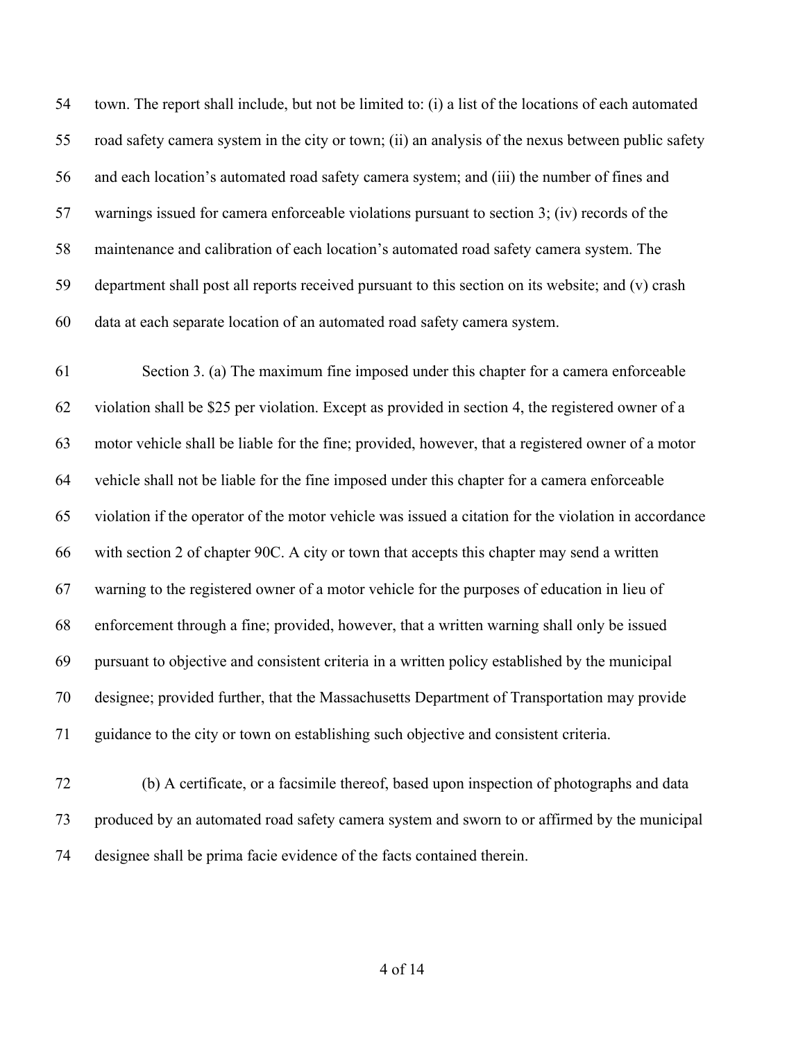town. The report shall include, but not be limited to: (i) a list of the locations of each automated road safety camera system in the city or town; (ii) an analysis of the nexus between public safety and each location's automated road safety camera system; and (iii) the number of fines and warnings issued for camera enforceable violations pursuant to section 3; (iv) records of the maintenance and calibration of each location's automated road safety camera system. The department shall post all reports received pursuant to this section on its website; and (v) crash data at each separate location of an automated road safety camera system.

Section 3. (a) The maximum fine imposed under this chapter for a camera enforceable violation shall be $25 per violation. Except as provided in section 4, the registered owner of a motor vehicle shall be liable for the fine; provided, however, that a registered owner of a motor vehicle shall not be liable for the fine imposed under this chapter for a camera enforceable violation if the operator of the motor vehicle was issued a citation for the violation in accordance with section 2 of chapter 90C. A city or town that accepts this chapter may send a written warning to the registered owner of a motor vehicle for the purposes of education in lieu of enforcement through a fine; provided, however, that a written warning shall only be issued pursuant to objective and consistent criteria in a written policy established by the municipal designee; provided further, that the Massachusetts Department of Transportation may provide guidance to the city or town on establishing such objective and consistent criteria.

(b) A certificate, or a facsimile thereof, based upon inspection of photographs and data produced by an automated road safety camera system and sworn to or affirmed by the municipal designee shall be prima facie evidence of the facts contained therein.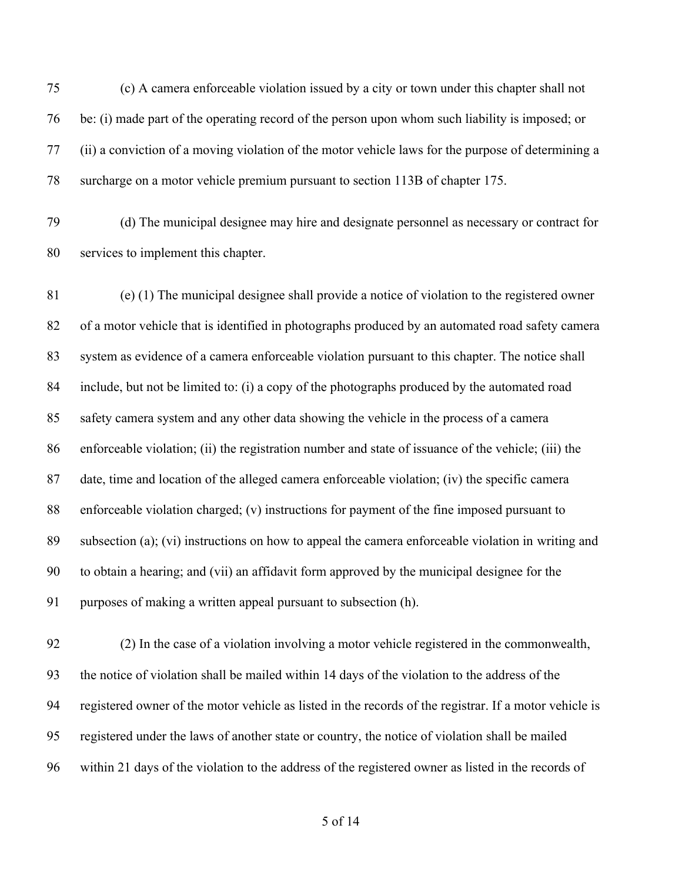(c) A camera enforceable violation issued by a city or town under this chapter shall not be: (i) made part of the operating record of the person upon whom such liability is imposed; or (ii) a conviction of a moving violation of the motor vehicle laws for the purpose of determining a surcharge on a motor vehicle premium pursuant to section 113B of chapter 175.

(d) The municipal designee may hire and designate personnel as necessary or contract for services to implement this chapter.

(e) (1) The municipal designee shall provide a notice of violation to the registered owner of a motor vehicle that is identified in photographs produced by an automated road safety camera system as evidence of a camera enforceable violation pursuant to this chapter. The notice shall include, but not be limited to: (i) a copy of the photographs produced by the automated road safety camera system and any other data showing the vehicle in the process of a camera enforceable violation; (ii) the registration number and state of issuance of the vehicle; (iii) the date, time and location of the alleged camera enforceable violation; (iv) the specific camera enforceable violation charged; (v) instructions for payment of the fine imposed pursuant to subsection (a); (vi) instructions on how to appeal the camera enforceable violation in writing and to obtain a hearing; and (vii) an affidavit form approved by the municipal designee for the purposes of making a written appeal pursuant to subsection (h).

(2) In the case of a violation involving a motor vehicle registered in the commonwealth, the notice of violation shall be mailed within 14 days of the violation to the address of the registered owner of the motor vehicle as listed in the records of the registrar. If a motor vehicle is registered under the laws of another state or country, the notice of violation shall be mailed within 21 days of the violation to the address of the registered owner as listed in the records of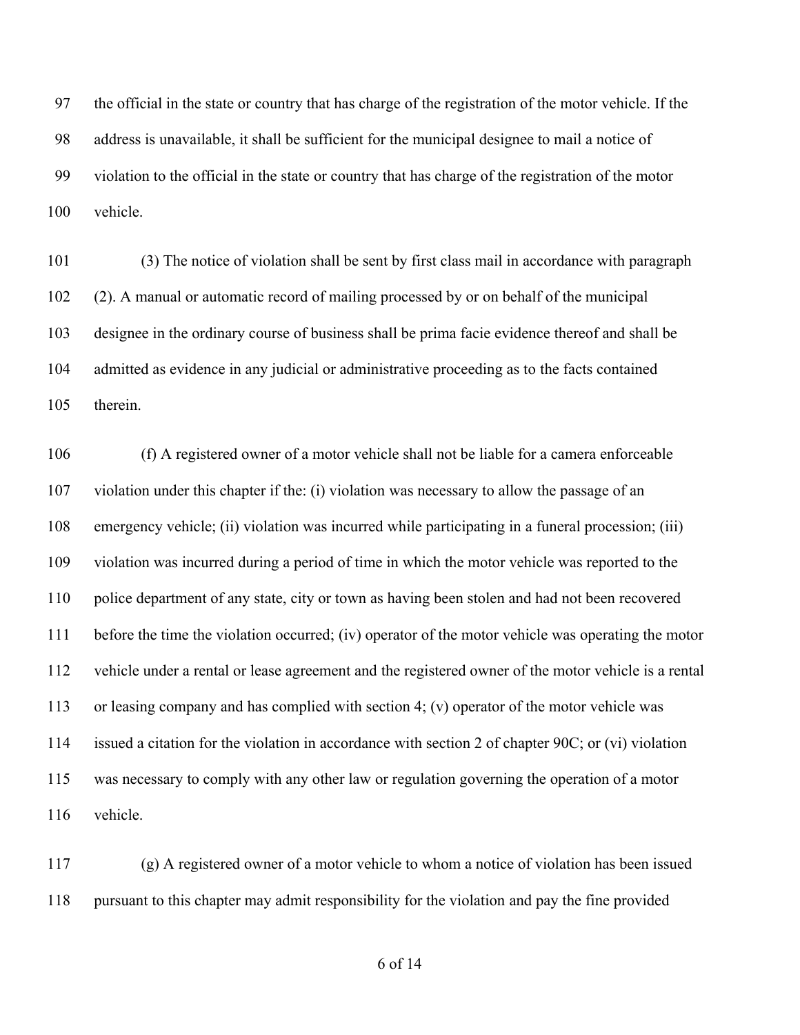the official in the state or country that has charge of the registration of the motor vehicle. If the address is unavailable, it shall be sufficient for the municipal designee to mail a notice of violation to the official in the state or country that has charge of the registration of the motor vehicle.

(3) The notice of violation shall be sent by first class mail in accordance with paragraph (2). A manual or automatic record of mailing processed by or on behalf of the municipal designee in the ordinary course of business shall be prima facie evidence thereof and shall be admitted as evidence in any judicial or administrative proceeding as to the facts contained therein.

(f) A registered owner of a motor vehicle shall not be liable for a camera enforceable violation under this chapter if the: (i) violation was necessary to allow the passage of an emergency vehicle; (ii) violation was incurred while participating in a funeral procession; (iii) violation was incurred during a period of time in which the motor vehicle was reported to the police department of any state, city or town as having been stolen and had not been recovered before the time the violation occurred; (iv) operator of the motor vehicle was operating the motor vehicle under a rental or lease agreement and the registered owner of the motor vehicle is a rental or leasing company and has complied with section 4; (v) operator of the motor vehicle was issued a citation for the violation in accordance with section 2 of chapter 90C; or (vi) violation was necessary to comply with any other law or regulation governing the operation of a motor vehicle.

(g) A registered owner of a motor vehicle to whom a notice of violation has been issued pursuant to this chapter may admit responsibility for the violation and pay the fine provided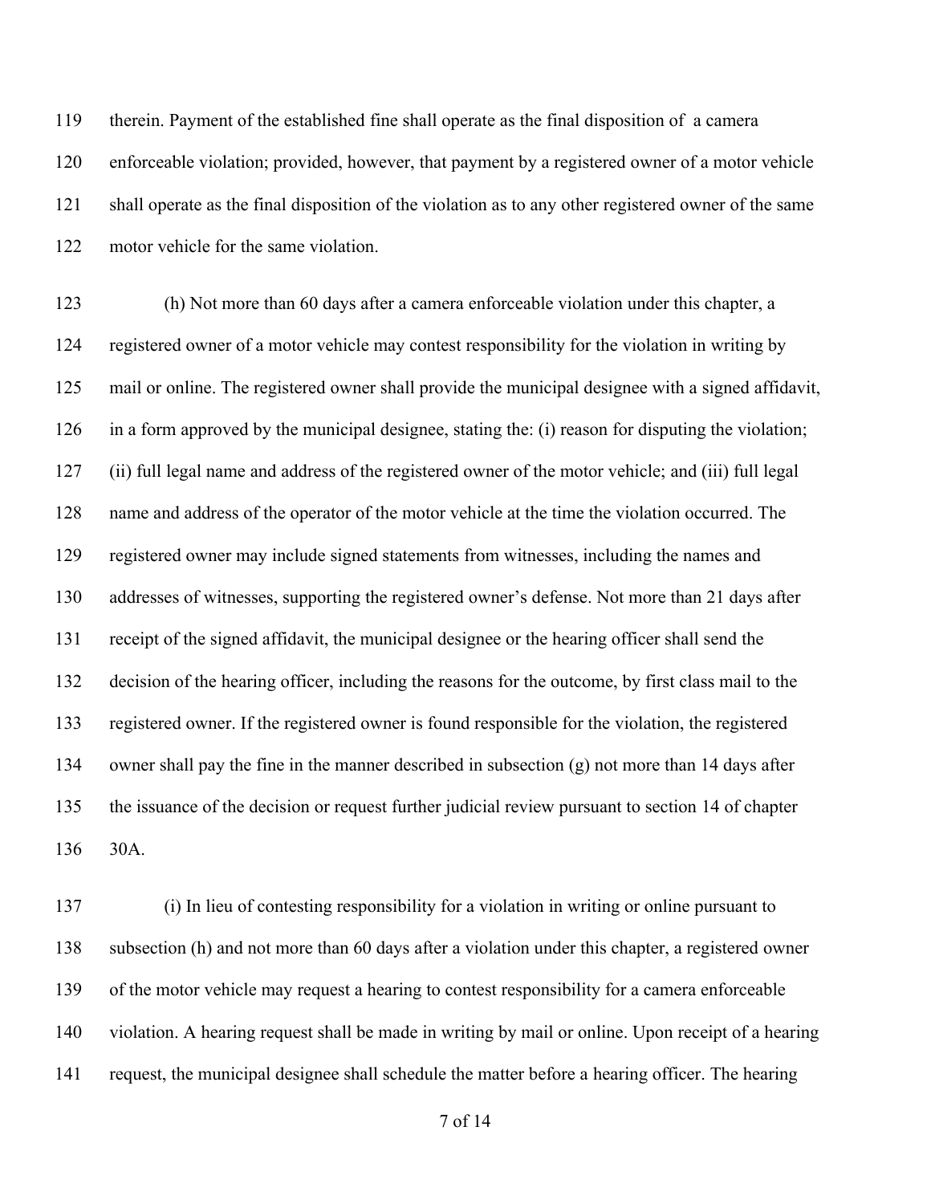therein. Payment of the established fine shall operate as the final disposition of a camera enforceable violation; provided, however, that payment by a registered owner of a motor vehicle shall operate as the final disposition of the violation as to any other registered owner of the same motor vehicle for the same violation.

(h) Not more than 60 days after a camera enforceable violation under this chapter, a registered owner of a motor vehicle may contest responsibility for the violation in writing by mail or online. The registered owner shall provide the municipal designee with a signed affidavit, in a form approved by the municipal designee, stating the: (i) reason for disputing the violation; (ii) full legal name and address of the registered owner of the motor vehicle; and (iii) full legal name and address of the operator of the motor vehicle at the time the violation occurred. The registered owner may include signed statements from witnesses, including the names and addresses of witnesses, supporting the registered owner's defense. Not more than 21 days after receipt of the signed affidavit, the municipal designee or the hearing officer shall send the decision of the hearing officer, including the reasons for the outcome, by first class mail to the registered owner. If the registered owner is found responsible for the violation, the registered owner shall pay the fine in the manner described in subsection (g) not more than 14 days after the issuance of the decision or request further judicial review pursuant to section 14 of chapter 30A.

(i) In lieu of contesting responsibility for a violation in writing or online pursuant to subsection (h) and not more than 60 days after a violation under this chapter, a registered owner of the motor vehicle may request a hearing to contest responsibility for a camera enforceable violation. A hearing request shall be made in writing by mail or online. Upon receipt of a hearing request, the municipal designee shall schedule the matter before a hearing officer. The hearing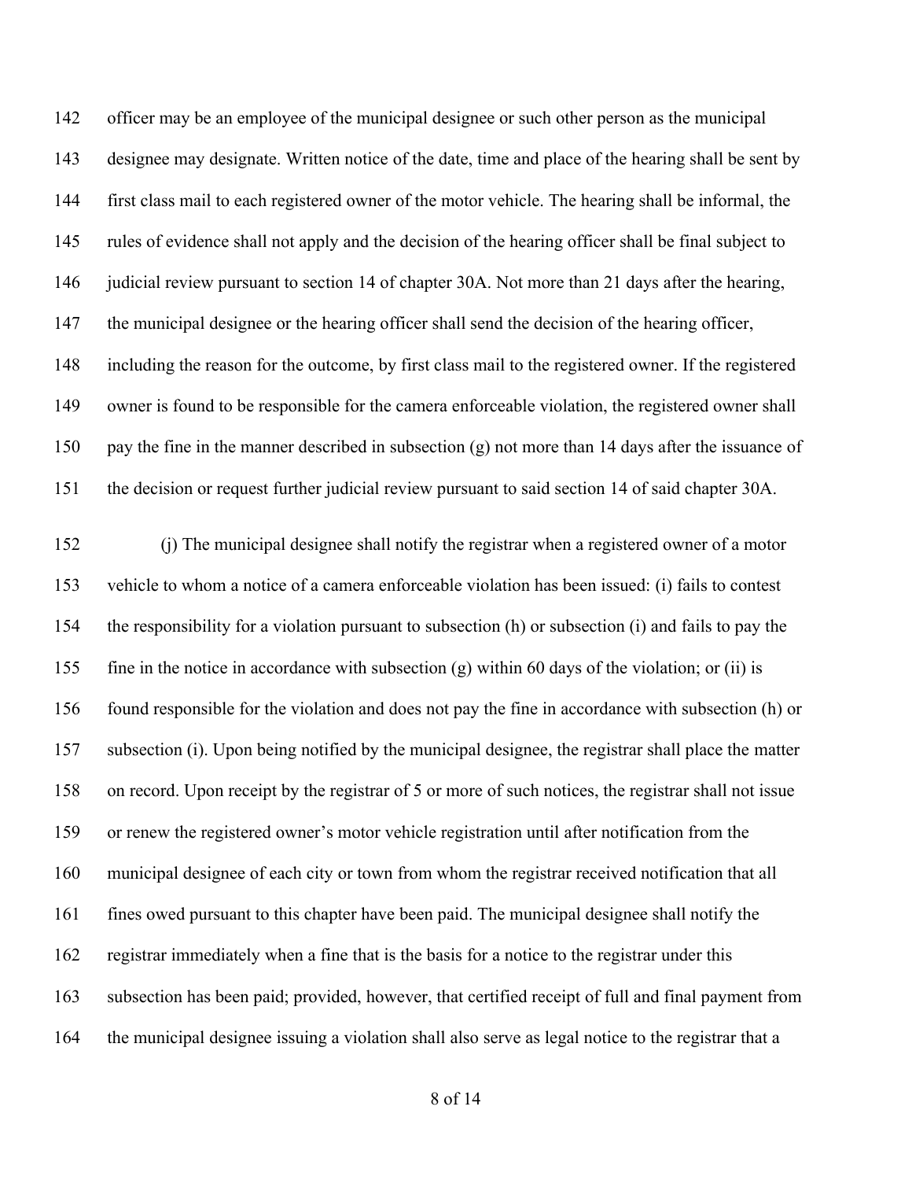officer may be an employee of the municipal designee or such other person as the municipal designee may designate. Written notice of the date, time and place of the hearing shall be sent by first class mail to each registered owner of the motor vehicle. The hearing shall be informal, the rules of evidence shall not apply and the decision of the hearing officer shall be final subject to judicial review pursuant to section 14 of chapter 30A. Not more than 21 days after the hearing, the municipal designee or the hearing officer shall send the decision of the hearing officer, including the reason for the outcome, by first class mail to the registered owner. If the registered owner is found to be responsible for the camera enforceable violation, the registered owner shall pay the fine in the manner described in subsection (g) not more than 14 days after the issuance of the decision or request further judicial review pursuant to said section 14 of said chapter 30A.

(j) The municipal designee shall notify the registrar when a registered owner of a motor vehicle to whom a notice of a camera enforceable violation has been issued: (i) fails to contest the responsibility for a violation pursuant to subsection (h) or subsection (i) and fails to pay the fine in the notice in accordance with subsection (g) within 60 days of the violation; or (ii) is found responsible for the violation and does not pay the fine in accordance with subsection (h) or subsection (i). Upon being notified by the municipal designee, the registrar shall place the matter on record. Upon receipt by the registrar of 5 or more of such notices, the registrar shall not issue or renew the registered owner's motor vehicle registration until after notification from the municipal designee of each city or town from whom the registrar received notification that all fines owed pursuant to this chapter have been paid. The municipal designee shall notify the registrar immediately when a fine that is the basis for a notice to the registrar under this subsection has been paid; provided, however, that certified receipt of full and final payment from the municipal designee issuing a violation shall also serve as legal notice to the registrar that a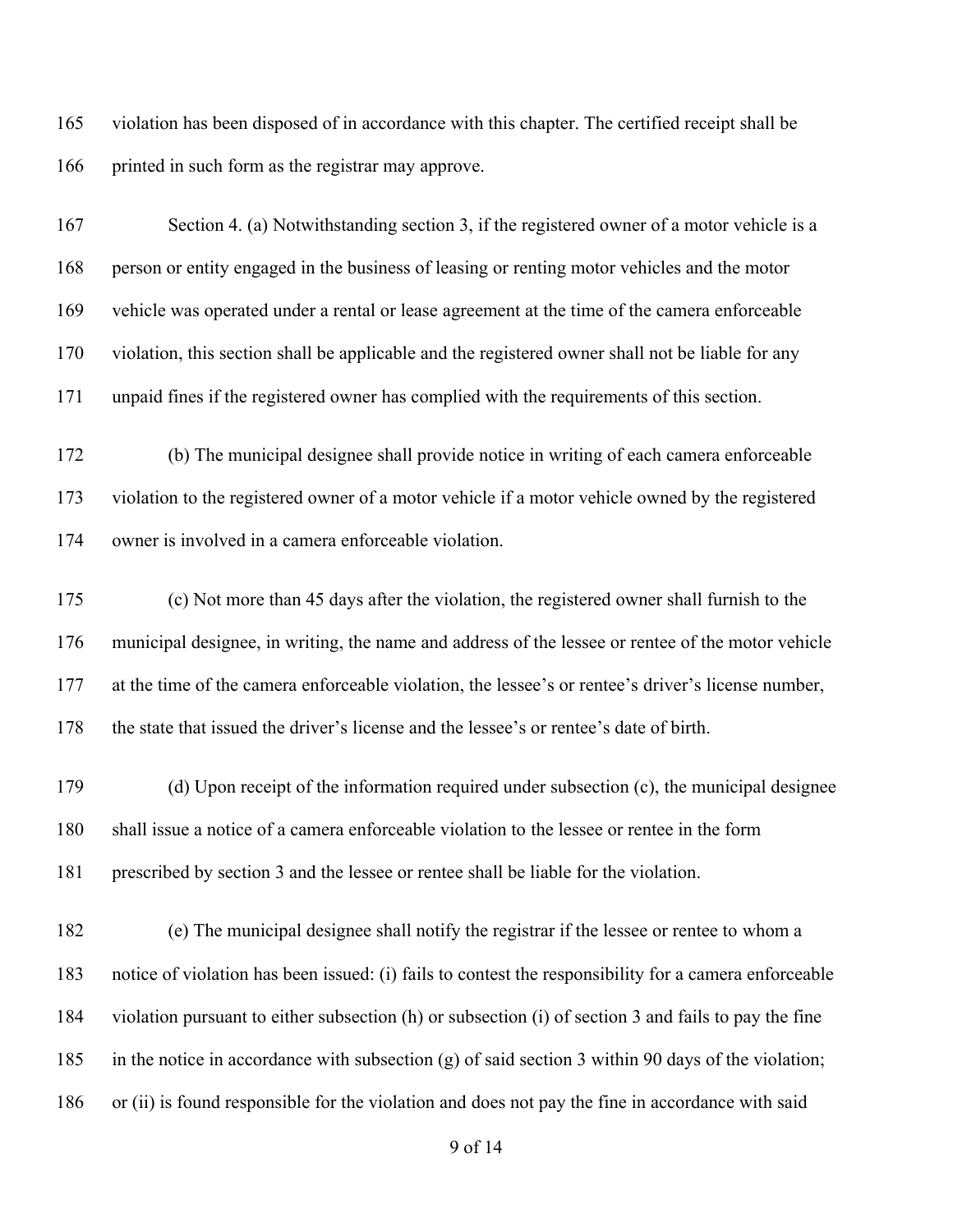violation has been disposed of in accordance with this chapter. The certified receipt shall be printed in such form as the registrar may approve.

Section 4. (a) Notwithstanding section 3, if the registered owner of a motor vehicle is a person or entity engaged in the business of leasing or renting motor vehicles and the motor vehicle was operated under a rental or lease agreement at the time of the camera enforceable violation, this section shall be applicable and the registered owner shall not be liable for any unpaid fines if the registered owner has complied with the requirements of this section.

(b) The municipal designee shall provide notice in writing of each camera enforceable violation to the registered owner of a motor vehicle if a motor vehicle owned by the registered owner is involved in a camera enforceable violation.

(c) Not more than 45 days after the violation, the registered owner shall furnish to the municipal designee, in writing, the name and address of the lessee or rentee of the motor vehicle at the time of the camera enforceable violation, the lessee's or rentee's driver's license number, the state that issued the driver's license and the lessee's or rentee's date of birth.

(d) Upon receipt of the information required under subsection (c), the municipal designee shall issue a notice of a camera enforceable violation to the lessee or rentee in the form prescribed by section 3 and the lessee or rentee shall be liable for the violation.

(e) The municipal designee shall notify the registrar if the lessee or rentee to whom a notice of violation has been issued: (i) fails to contest the responsibility for a camera enforceable violation pursuant to either subsection (h) or subsection (i) of section 3 and fails to pay the fine in the notice in accordance with subsection (g) of said section 3 within 90 days of the violation; or (ii) is found responsible for the violation and does not pay the fine in accordance with said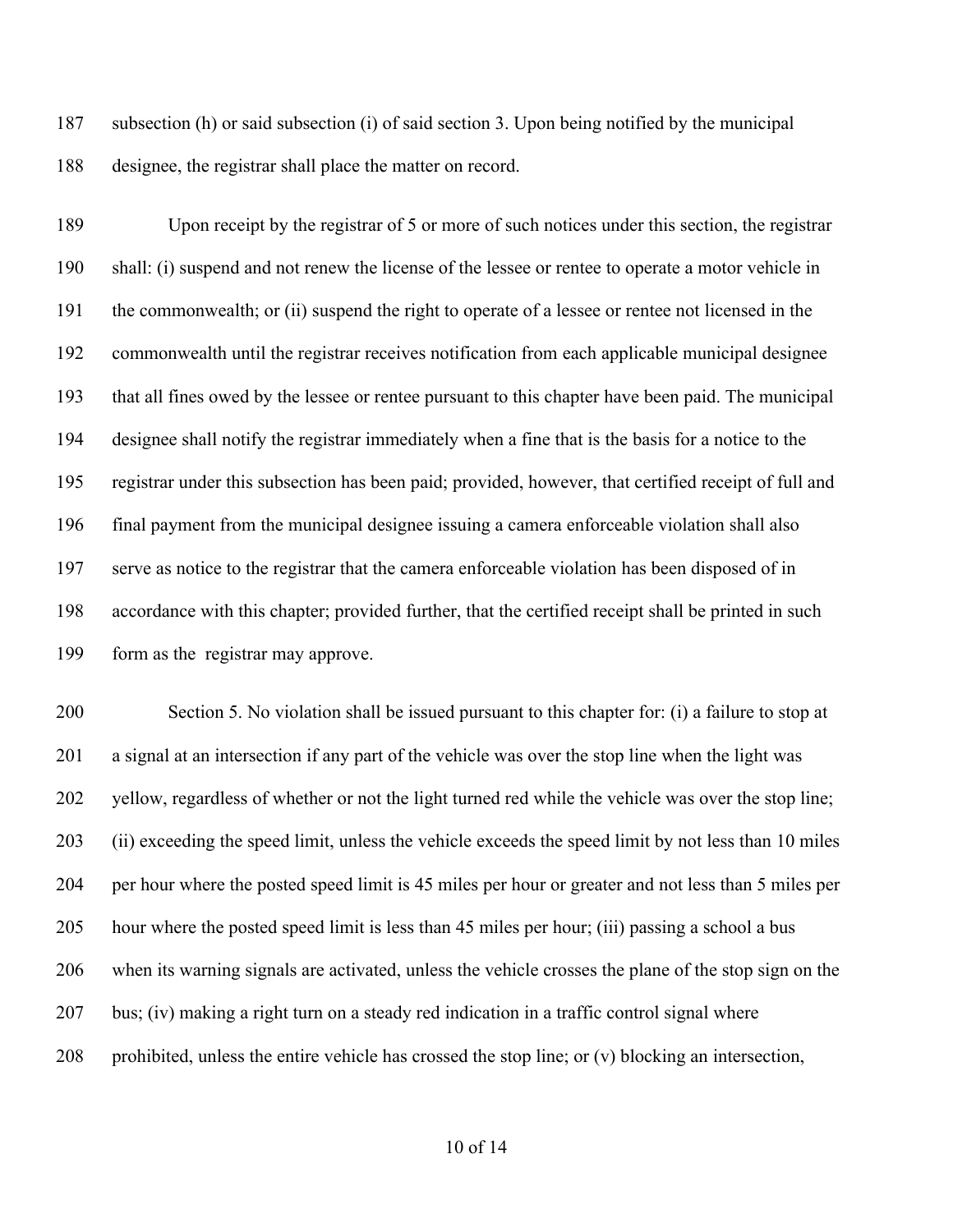subsection (h) or said subsection (i) of said section 3. Upon being notified by the municipal designee, the registrar shall place the matter on record.

Upon receipt by the registrar of 5 or more of such notices under this section, the registrar shall: (i) suspend and not renew the license of the lessee or rentee to operate a motor vehicle in the commonwealth; or (ii) suspend the right to operate of a lessee or rentee not licensed in the commonwealth until the registrar receives notification from each applicable municipal designee that all fines owed by the lessee or rentee pursuant to this chapter have been paid. The municipal designee shall notify the registrar immediately when a fine that is the basis for a notice to the registrar under this subsection has been paid; provided, however, that certified receipt of full and final payment from the municipal designee issuing a camera enforceable violation shall also serve as notice to the registrar that the camera enforceable violation has been disposed of in accordance with this chapter; provided further, that the certified receipt shall be printed in such form as the registrar may approve.

Section 5. No violation shall be issued pursuant to this chapter for: (i) a failure to stop at a signal at an intersection if any part of the vehicle was over the stop line when the light was yellow, regardless of whether or not the light turned red while the vehicle was over the stop line; (ii) exceeding the speed limit, unless the vehicle exceeds the speed limit by not less than 10 miles per hour where the posted speed limit is 45 miles per hour or greater and not less than 5 miles per hour where the posted speed limit is less than 45 miles per hour; (iii) passing a school a bus when its warning signals are activated, unless the vehicle crosses the plane of the stop sign on the bus; (iv) making a right turn on a steady red indication in a traffic control signal where prohibited, unless the entire vehicle has crossed the stop line; or (v) blocking an intersection,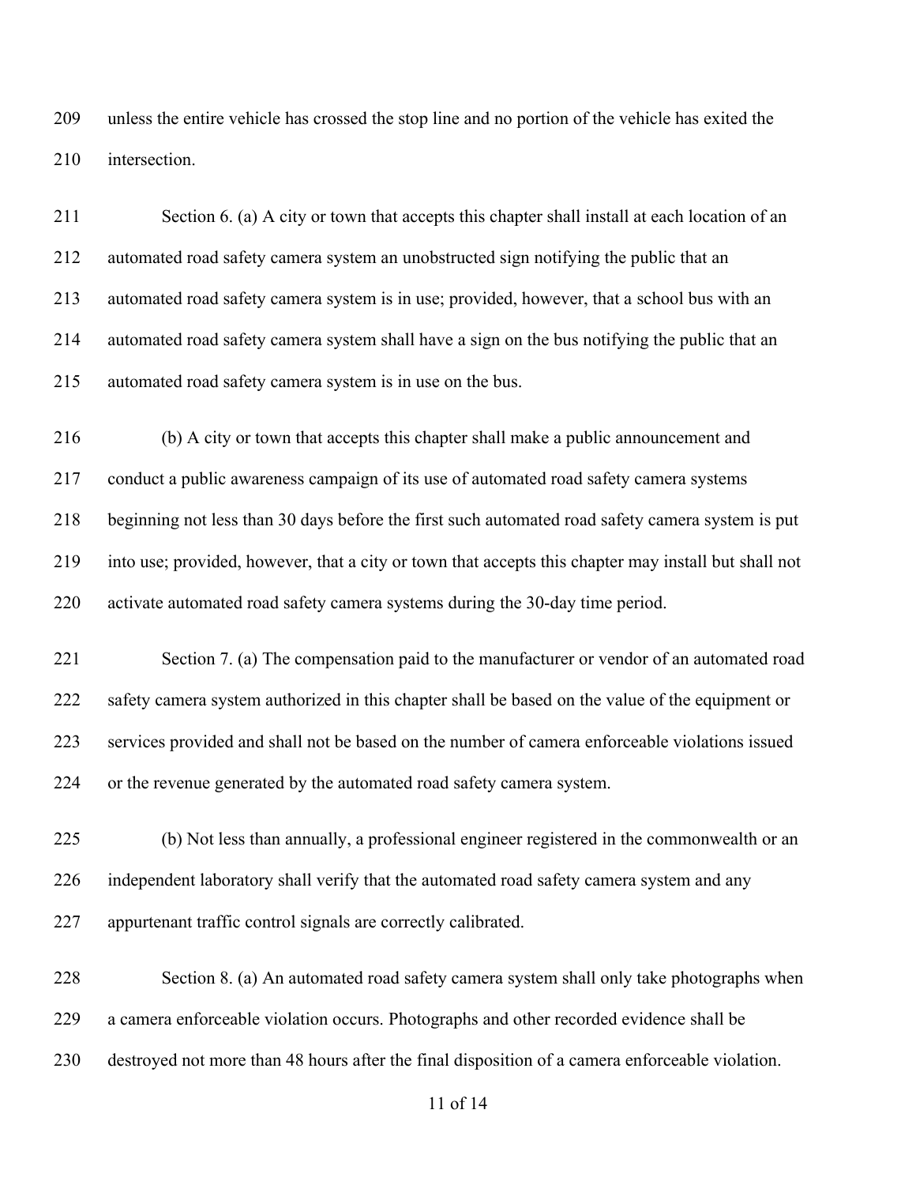unless the entire vehicle has crossed the stop line and no portion of the vehicle has exited the intersection.

Section 6. (a) A city or town that accepts this chapter shall install at each location of an automated road safety camera system an unobstructed sign notifying the public that an automated road safety camera system is in use; provided, however, that a school bus with an automated road safety camera system shall have a sign on the bus notifying the public that an automated road safety camera system is in use on the bus.

(b) A city or town that accepts this chapter shall make a public announcement and conduct a public awareness campaign of its use of automated road safety camera systems beginning not less than 30 days before the first such automated road safety camera system is put into use; provided, however, that a city or town that accepts this chapter may install but shall not activate automated road safety camera systems during the 30-day time period.

Section 7. (a) The compensation paid to the manufacturer or vendor of an automated road safety camera system authorized in this chapter shall be based on the value of the equipment or services provided and shall not be based on the number of camera enforceable violations issued or the revenue generated by the automated road safety camera system.

(b) Not less than annually, a professional engineer registered in the commonwealth or an independent laboratory shall verify that the automated road safety camera system and any appurtenant traffic control signals are correctly calibrated.

Section 8. (a) An automated road safety camera system shall only take photographs when a camera enforceable violation occurs. Photographs and other recorded evidence shall be destroyed not more than 48 hours after the final disposition of a camera enforceable violation.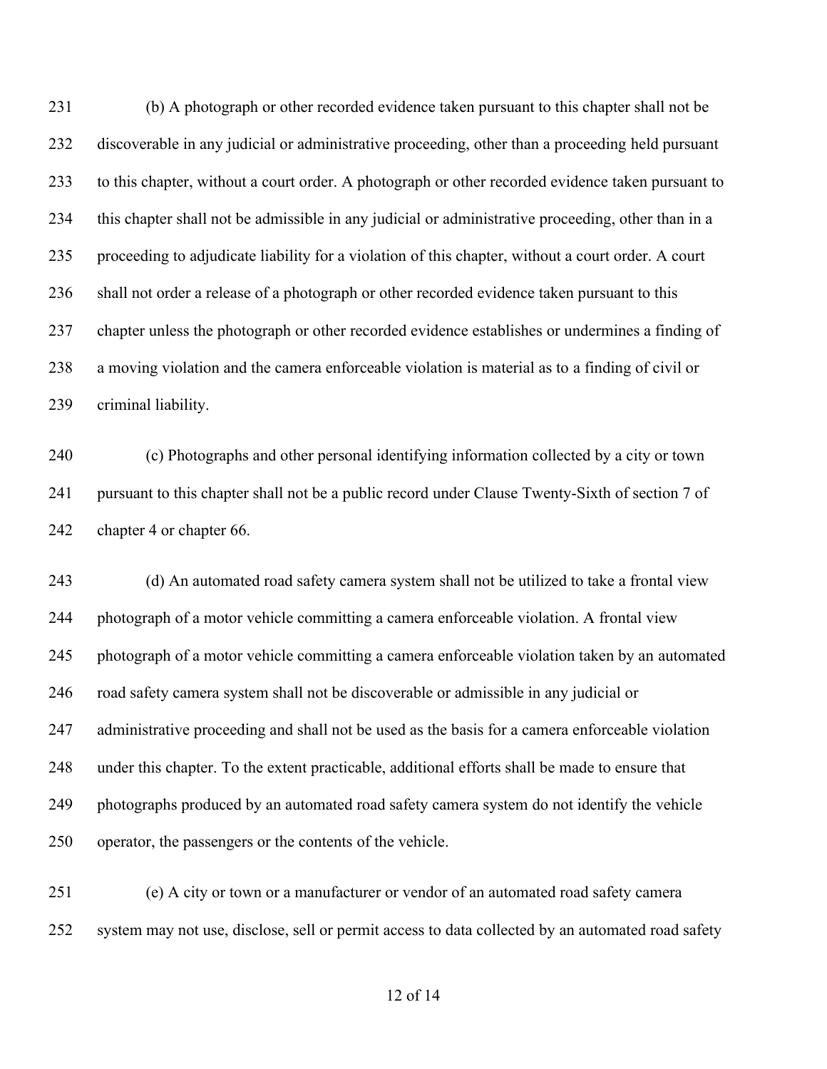(b) A photograph or other recorded evidence taken pursuant to this chapter shall not be discoverable in any judicial or administrative proceeding, other than a proceeding held pursuant to this chapter, without a court order. A photograph or other recorded evidence taken pursuant to this chapter shall not be admissible in any judicial or administrative proceeding, other than in a proceeding to adjudicate liability for a violation of this chapter, without a court order. A court shall not order a release of a photograph or other recorded evidence taken pursuant to this chapter unless the photograph or other recorded evidence establishes or undermines a finding of a moving violation and the camera enforceable violation is material as to a finding of civil or criminal liability.

(c) Photographs and other personal identifying information collected by a city or town pursuant to this chapter shall not be a public record under Clause Twenty-Sixth of section 7 of chapter 4 or chapter 66.

(d) An automated road safety camera system shall not be utilized to take a frontal view photograph of a motor vehicle committing a camera enforceable violation. A frontal view photograph of a motor vehicle committing a camera enforceable violation taken by an automated road safety camera system shall not be discoverable or admissible in any judicial or administrative proceeding and shall not be used as the basis for a camera enforceable violation under this chapter. To the extent practicable, additional efforts shall be made to ensure that photographs produced by an automated road safety camera system do not identify the vehicle operator, the passengers or the contents of the vehicle.

(e) A city or town or a manufacturer or vendor of an automated road safety camera system may not use, disclose, sell or permit access to data collected by an automated road safety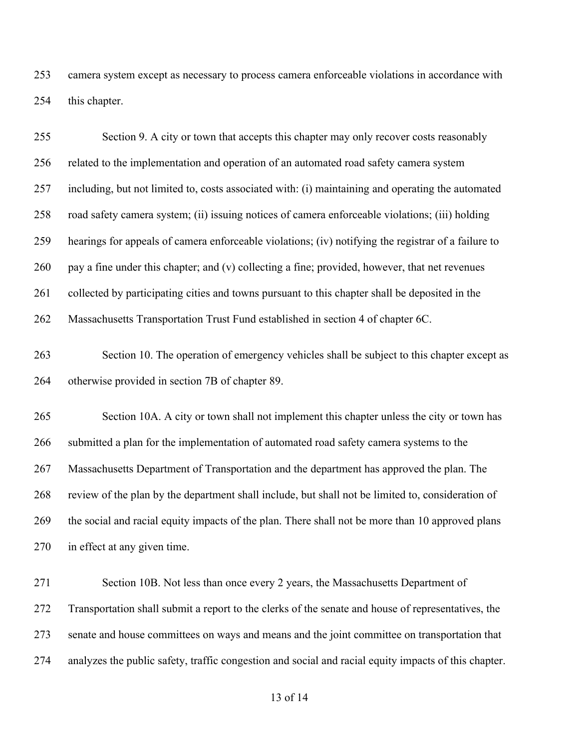camera system except as necessary to process camera enforceable violations in accordance with this chapter.

Section 9. A city or town that accepts this chapter may only recover costs reasonably related to the implementation and operation of an automated road safety camera system including, but not limited to, costs associated with: (i) maintaining and operating the automated road safety camera system; (ii) issuing notices of camera enforceable violations; (iii) holding hearings for appeals of camera enforceable violations; (iv) notifying the registrar of a failure to pay a fine under this chapter; and (v) collecting a fine; provided, however, that net revenues collected by participating cities and towns pursuant to this chapter shall be deposited in the Massachusetts Transportation Trust Fund established in section 4 of chapter 6C.

Section 10. The operation of emergency vehicles shall be subject to this chapter except as otherwise provided in section 7B of chapter 89.

Section 10A. A city or town shall not implement this chapter unless the city or town has submitted a plan for the implementation of automated road safety camera systems to the Massachusetts Department of Transportation and the department has approved the plan. The review of the plan by the department shall include, but shall not be limited to, consideration of the social and racial equity impacts of the plan. There shall not be more than 10 approved plans in effect at any given time.

Section 10B. Not less than once every 2 years, the Massachusetts Department of Transportation shall submit a report to the clerks of the senate and house of representatives, the senate and house committees on ways and means and the joint committee on transportation that analyzes the public safety, traffic congestion and social and racial equity impacts of this chapter.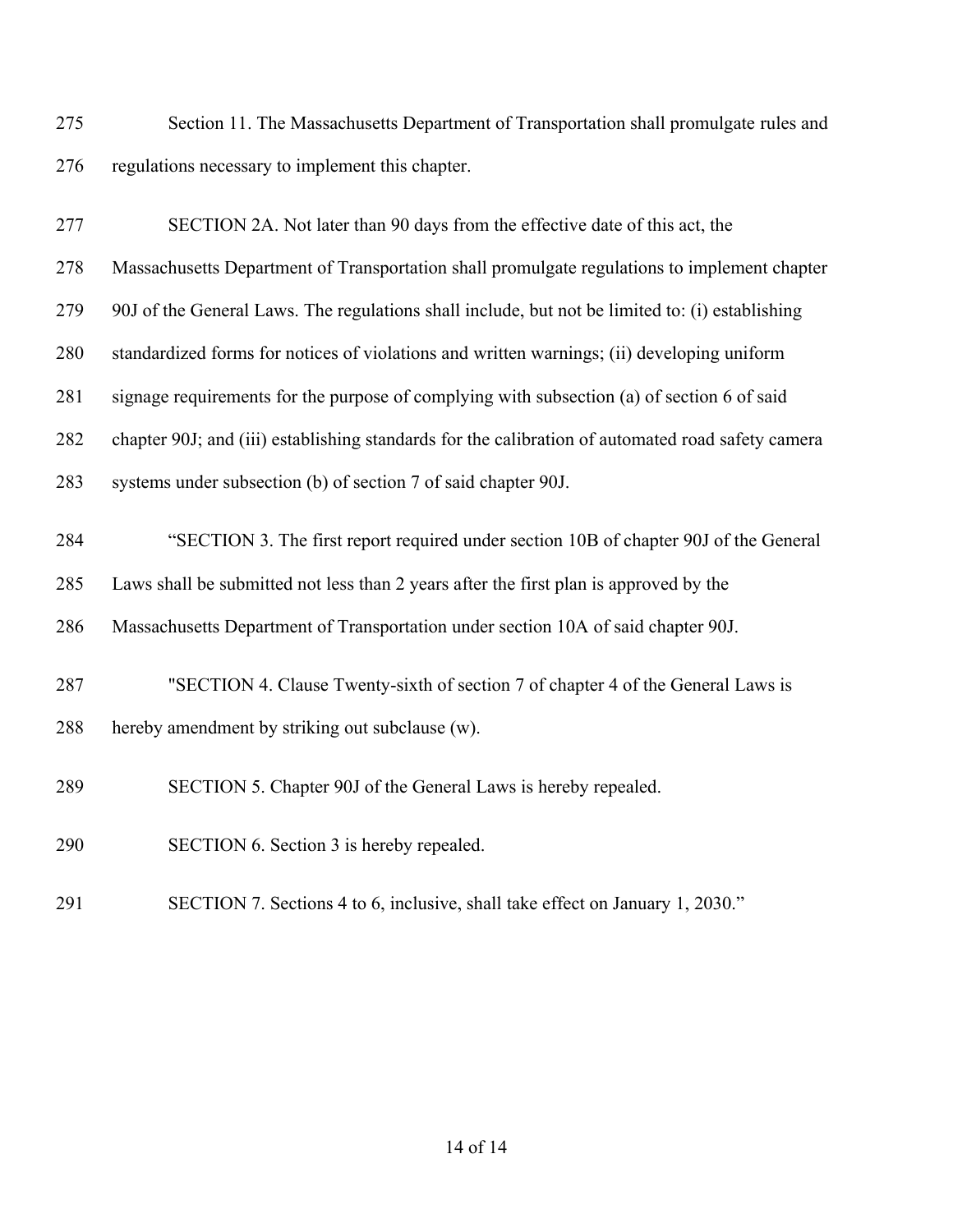Section 11. The Massachusetts Department of Transportation shall promulgate rules and regulations necessary to implement this chapter.

SECTION 2A. Not later than 90 days from the effective date of this act, the Massachusetts Department of Transportation shall promulgate regulations to implement chapter 90J of the General Laws. The regulations shall include, but not be limited to: (i) establishing standardized forms for notices of violations and written warnings; (ii) developing uniform signage requirements for the purpose of complying with subsection (a) of section 6 of said chapter 90J; and (iii) establishing standards for the calibration of automated road safety camera systems under subsection (b) of section 7 of said chapter 90J.

"SECTION 3. The first report required under section 10B of chapter 90J of the General Laws shall be submitted not less than 2 years after the first plan is approved by the Massachusetts Department of Transportation under section 10A of said chapter 90J.

"SECTION 4. Clause Twenty-sixth of section 7 of chapter 4 of the General Laws is hereby amendment by striking out subclause (w).

SECTION 5. Chapter 90J of the General Laws is hereby repealed.

SECTION 6. Section 3 is hereby repealed.

SECTION 7. Sections 4 to 6, inclusive, shall take effect on January 1, 2030."